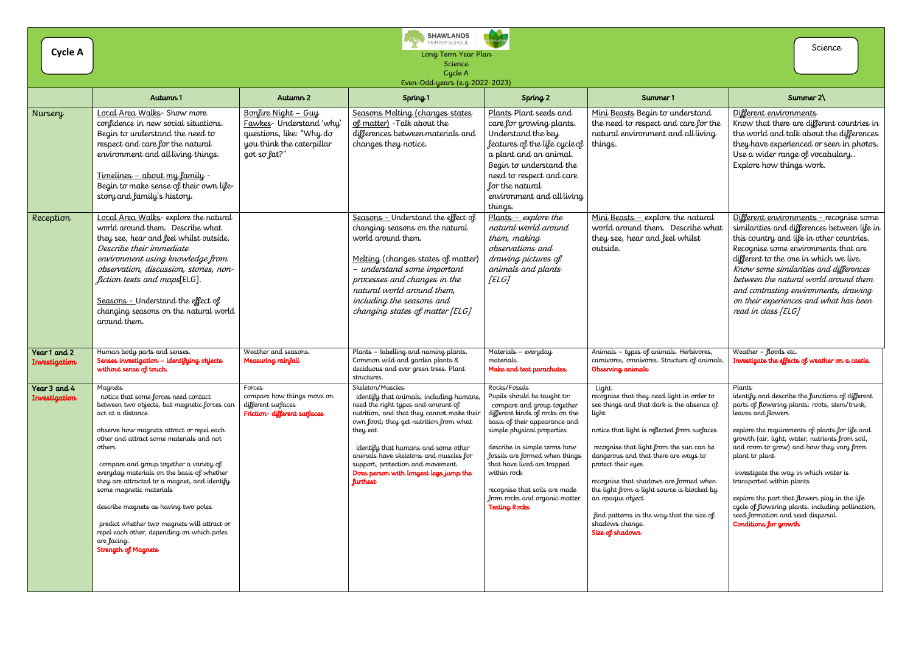Cycle A

SHAWLANDS PRIMARY SCHOOL

Long Term Year Plan
Science
Cycle A
Even-Odd years (e.g 2022-2023)

Science

| | Autumn 1 | Autumn 2 | Spring 1 | Spring 2 | Summer 1 | Summer 2\ |
|---|---|---|---|---|---|---|
| Nursery | Local Area Walks- Show more confidence in new social situations. Begin to understand the need to respect and care for the natural environment and all living things.<br><br>Timelines – about my family - Begin to make sense of their own life-story and family's history. | Bonfire Night – Guy Fawkes- Understand 'why' questions, like: "Why do you think the caterpillar got so fat?" | Seasons Melting (changes states of matter) -Talk about the differences between materials and changes they notice. | Plants Plant seeds and care for growing plants. Understand the key features of the life cycle of a plant and an animal. Begin to understand the need to respect and care for the natural environment and all living things. | Mini Beasts Begin to understand the need to respect and care for the natural environment and all living things. | Different environments<br>Know that there are different countries in the world and talk about the differences they have experienced or seen in photos. Use a wider range of vocabulary.. Explore how things work. |
| Reception | Local Area Walks- explore the natural world around them. Describe what they see, hear and feel whilst outside. *Describe their immediate environment using knowledge from observation, discussion, stories, non-fiction texts and maps*[ELG].<br><br>Seasons - Understand the effect of changing seasons on the natural world around them. | | Seasons - Understand the effect of changing seasons on the natural world around them.<br><br>Melting (changes states of matter) – *understand some important processes and changes in the natural world around them, including the seasons and changing states of matter [ELG]* | Plants – *explore the natural world around them, making observations and drawing pictures of animals and plants [ELG]* | Mini Beasts – explore the natural world around them. Describe what they see, hear and feel whilst outside. | Different environments - recognise some similarities and differences between life in this country and life in other countries. Recognise some environments that are different to the one in which we live. *Know some similarities and differences between the natural world around them and contrasting environments, drawing on their experiences and what has been read in class [ELG]* |
| **Year 1 and 2 Investigation** | Human body parts and senses.<br>**Senses investigation – identifying objects without sense of touch.** | Weather and seasons.<br>**Measuring rainfall** | Plants – labelling and naming plants. Common wild and garden plants & deciduous and ever green trees. Plant structures. | Materials – everyday materials.<br>**Make and test parachutes.** | Animals – types of animals. Herbivores, carnivores, omnivores. Structure of animals.<br>**Observing animals** | Weather – floods etc.<br>**Investigate the effects of weather on a castle.** |
| **Year 3 and 4 Investigation** | Magnets<br>notice that some forces need contact between two objects, but magnetic forces can act at a distance<br><br>observe how magnets attract or repel each other and attract some materials and not others<br><br>compare and group together a variety of everyday materials on the basis of whether they are attracted to a magnet, and identify some magnetic materials<br><br>describe magnets as having two poles<br><br>predict whether two magnets will attract or repel each other, depending on which poles are facing.<br>**Strength of Magnets** | Forces<br>compare how things move on different surfaces<br>**Friction- different surfaces** | Skeleton/Muscles<br>identify that animals, including humans, need the right types and amount of nutrition, and that they cannot make their own food; they get nutrition from what they eat<br><br>identify that humans and some other animals have skeletons and muscles for support, protection and movement.<br>**Does person with longest legs jump the furthest** | Rocks/Fossils<br>Pupils should be taught to:<br>compare and group together different kinds of rocks on the basis of their appearance and simple physical properties<br><br>describe in simple terms how fossils are formed when things that have lived are trapped within rock<br><br>recognise that soils are made from rocks and organic matter.<br>**Testing Rocks** | Light<br>recognise that they need light in order to see things and that dark is the absence of light<br><br>notice that light is reflected from surfaces<br><br>recognise that light from the sun can be dangerous and that there are ways to protect their eyes<br><br>recognise that shadows are formed when the light from a light source is blocked by an opaque object<br><br>find patterns in the way that the size of shadows change.<br>**Size of shadows** | Plants<br>identify and describe the functions of different parts of flowering plants: roots, stem/trunk, leaves and flowers<br><br>explore the requirements of plants for life and growth (air, light, water, nutrients from soil, and room to grow) and how they vary from plant to plant<br><br>investigate the way in which water is transported within plants<br><br>explore the part that flowers play in the life cycle of flowering plants, including pollination, seed formation and seed dispersal.<br>**Conditions for growth** |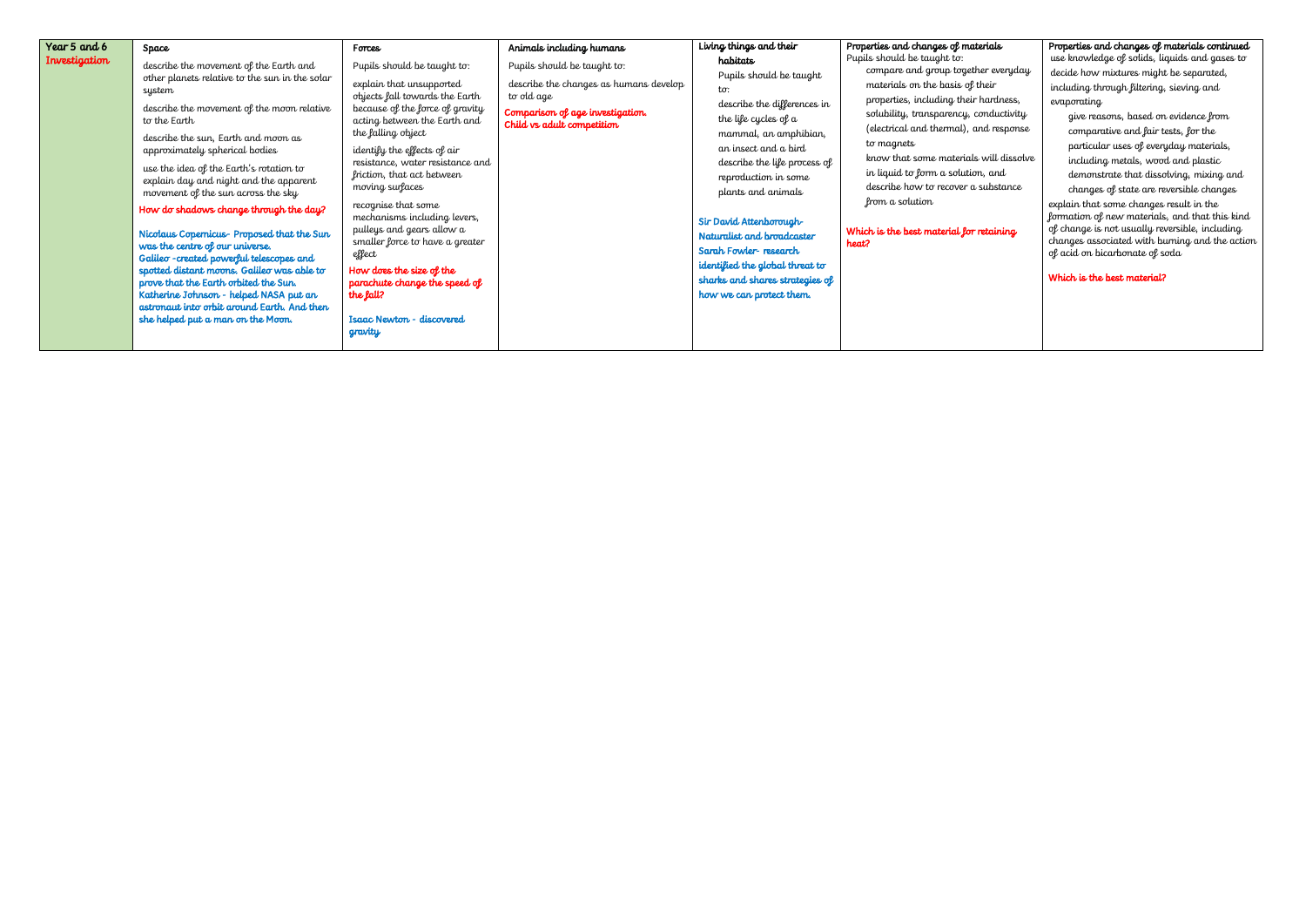| Year 5 and 6 Investigation | Space | Forces | Animals including humans | Living things and their habitats | Properties and changes of materials | Properties and changes of materials continued |
|---|---|---|---|---|---|---|
| | describe the movement of the Earth and other planets relative to the sun in the solar system<br><br>describe the movement of the moon relative to the Earth<br><br>describe the sun, Earth and moon as approximately spherical bodies<br><br>use the idea of the Earth's rotation to explain day and night and the apparent movement of the sun across the sky<br><br>How do shadows change through the day?<br><br>Nicolaus Copernicus- Proposed that the Sun was the centre of our universe.<br>Galileo -created powerful telescopes and spotted distant moons. Galileo was able to prove that the Earth orbited the Sun.<br>Katherine Johnson - helped NASA put an astronaut into orbit around Earth. And then she helped put a man on the Moon. | Pupils should be taught to:<br><br>explain that unsupported objects fall towards the Earth because of the force of gravity acting between the Earth and the falling object<br><br>identify the effects of air resistance, water resistance and friction, that act between moving surfaces<br><br>recognise that some mechanisms including levers, pulleys and gears allow a smaller force to have a greater effect<br><br>How does the size of the parachute change the speed of the fall?<br><br>Isaac Newton - discovered gravity | Pupils should be taught to:<br><br>describe the changes as humans develop to old age<br><br>Comparison of age investigation.<br>Child vs adult competition | Pupils should be taught to:<br><br>describe the differences in the life cycles of a mammal, an amphibian, an insect and a bird<br><br>describe the life process of reproduction in some plants and animals<br><br>Sir David Attenborough- Naturalist and broadcaster<br>Sarah Fowler- research identified the global threat to sharks and shares strategies of how we can protect them. | Pupils should be taught to:<br><br>compare and group together everyday materials on the basis of their properties, including their hardness, solubility, transparency, conductivity (electrical and thermal), and response to magnets<br><br>know that some materials will dissolve in liquid to form a solution, and describe how to recover a substance from a solution<br><br>Which is the best material for retaining heat? | use knowledge of solids, liquids and gases to decide how mixtures might be separated, including through filtering, sieving and evaporating<br><br>give reasons, based on evidence from comparative and fair tests, for the particular uses of everyday materials, including metals, wood and plastic<br><br>demonstrate that dissolving, mixing and changes of state are reversible changes<br><br>explain that some changes result in the formation of new materials, and that this kind of change is not usually reversible, including changes associated with burning and the action of acid on bicarbonate of soda<br><br>Which is the best material? |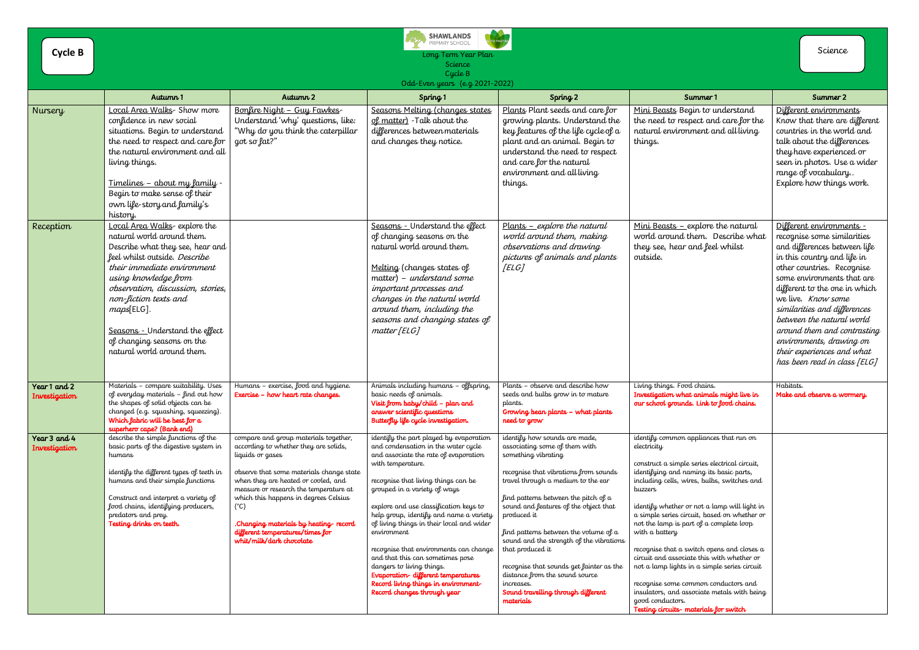**Cycle B**

SHAWLANDS PRIMARY SCHOOL

Long Term Year Plan
Science
Cycle B
Odd-Even years (e.g 2021-2022)

Science

| | Autumn 1 | Autumn 2 | Spring 1 | Spring 2 | Summer 1 | Summer 2 |
|---|---|---|---|---|---|---|
| Nursery | Local Area Walks- Show more confidence in new social situations. Begin to understand the need to respect and care for the natural environment and all living things.<br><br>Timelines – about my family - Begin to make sense of their own life-story and family's history. | Bonfire Night – Guy Fawkes- Understand 'why' questions, like: "Why do you think the caterpillar got so fat?" | Seasons Melting (changes states of matter) -Talk about the differences between materials and changes they notice. | Plants Plant seeds and care for growing plants. Understand the key features of the life cycle of a plant and an animal. Begin to understand the need to respect and care for the natural environment and all living things. | Mini Beasts Begin to understand the need to respect and care for the natural environment and all living things. | Different environments Know that there are different countries in the world and talk about the differences they have experienced or seen in photos. Use a wider range of vocabulary.. Explore how things work. |
| Reception | Local Area Walks- explore the natural world around them. Describe what they see, hear and feel whilst outside. *Describe their immediate environment using knowledge from observation, discussion, stories, non-fiction texts and maps*[ELG].<br><br>Seasons - Understand the effect of changing seasons on the natural world around them. | | Seasons - Understand the effect of changing seasons on the natural world around them.<br><br>Melting (changes states of matter) – *understand some important processes and changes in the natural world around them, including the seasons and changing states of matter [ELG]* | Plants – *explore the natural world around them, making observations and drawing pictures of animals and plants [ELG]* | Mini Beasts – explore the natural world around them. Describe what they see, hear and feel whilst outside. | Different environments - recognise some similarities and differences between life in this country and life in other countries. Recognise some environments that are different to the one in which we live. *Know some similarities and differences between the natural world around them and contrasting environments, drawing on their experiences and what has been read in class [ELG]* |
| **Year 1 and 2**<br>**Investigation** | Materials – compare suitability. Uses of everyday materials – find out how the shapes of solid objects can be changed (e.g. squashing, squeezing).<br>**Which fabric will be best for a superhero cape? (Bank end)** | Humans – exercise, food and hygiene.<br>**Exercise – how heart rate changes.** | Animals including humans – offspring, basic needs of animals.<br>**Visit from baby/child – plan and answer scientific questions**<br>**Butterfly life cycle investigation.** | Plants – observe and describe how seeds and bulbs grow in to mature plants.<br>**Growing bean plants – what plants need to grow** | Living things. Food chains.<br>**Investigation what animals might live in our school grounds. Link to food chains.** | Habitats.<br>**Make and observe a wormery.** |
| **Year 3 and 4**<br>**Investigation** | describe the simple functions of the basic parts of the digestive system in humans<br><br>identify the different types of teeth in humans and their simple functions<br><br>Construct and interpret a variety of food chains, identifying producers, predators and prey.<br>**Testing drinks on teeth.** | compare and group materials together, according to whether they are solids, liquids or gases<br><br>observe that some materials change state when they are heated or cooled, and measure or research the temperature at which this happens in degrees Celsius (°C)<br><br>**.Changing materials by heating- record different temperatures/times for whit/milk/dark chocolate** | identify the part played by evaporation and condensation in the water cycle and associate the rate of evaporation with temperature.<br><br>recognise that living things can be grouped in a variety of ways<br><br>explore and use classification keys to help group, identify and name a variety of living things in their local and wider environment<br><br>recognise that environments can change and that this can sometimes pose dangers to living things.<br>**Evaporation- different temperatures**<br>**Record living things in environment-Record changes through year** | identify how sounds are made, associating some of them with something vibrating<br><br>recognise that vibrations from sounds travel through a medium to the ear<br><br>find patterns between the pitch of a sound and features of the object that produced it<br><br>find patterns between the volume of a sound and the strength of the vibrations that produced it<br><br>recognise that sounds get fainter as the distance from the sound source increases.<br>**Sound travelling through different materials** | identify common appliances that run on electricity<br><br>construct a simple series electrical circuit, identifying and naming its basic parts, including cells, wires, bulbs, switches and buzzers<br><br>identify whether or not a lamp will light in a simple series circuit, based on whether or not the lamp is part of a complete loop with a battery<br><br>recognise that a switch opens and closes a circuit and associate this with whether or not a lamp lights in a simple series circuit<br><br>recognise some common conductors and insulators, and associate metals with being good conductors.<br>**Testing circuits- materials for switch** | |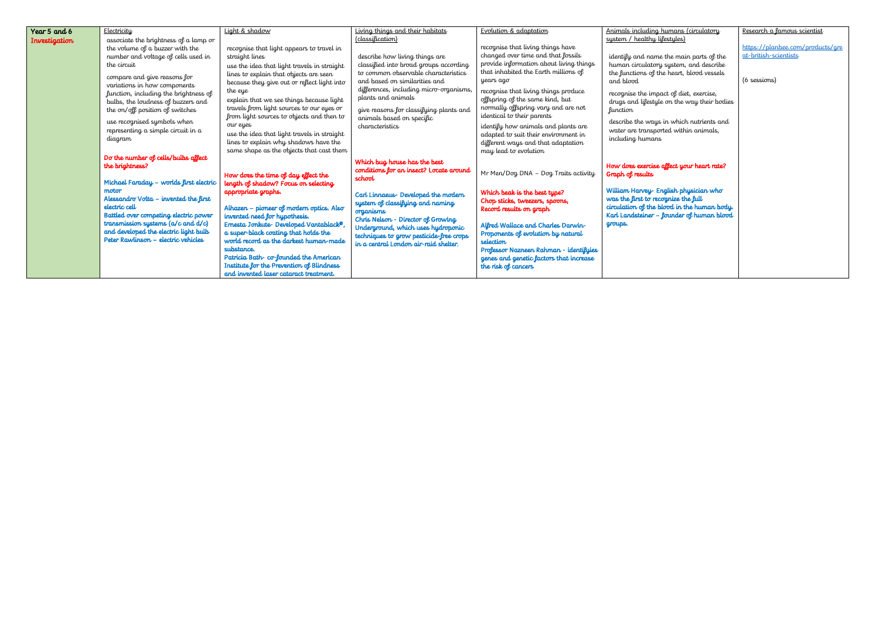| | | | | | | |
|---|---|---|---|---|---|---|
| **Year 5 and 6** **Investigation** | Electricity<br>associate the brightness of a lamp or the volume of a buzzer with the number and voltage of cells used in the circuit<br>compare and give reasons for variations in how components function, including the brightness of bulbs, the loudness of buzzers and the on/off position of switches<br>use recognised symbols when representing a simple circuit in a diagram<br>**Do the number of cells/bulbs affect the brightness?**<br>**Michael Faraday – worlds first electric motor**<br>**Alessandro Volta – invented the first electric cell**<br>**Battled over competing electric power transmission systems (a/c and d/c) and developed the electric light bulb**<br>**Peter Rawlinson – electric vehicles** | Light & shadow<br>recognise that light appears to travel in straight lines<br>use the idea that light travels in straight lines to explain that objects are seen because they give out or reflect light into the eye<br>explain that we see things because light travels from light sources to our eyes or from light sources to objects and then to our eyes<br>use the idea that light travels in straight lines to explain why shadows have the same shape as the objects that cast them<br>**How does the time of day effect the length of shadow? Focus on selecting appropriate graphs.**<br>**Alhazen – pioneer of modern optics. Also invented need for hypothesis.**<br>**Ernesta Jonkute- Developed Vantablack®, a super-black coating that holds the world record as the darkest human-made substance.**<br>**Patricia Bath- co-founded the American Institute for the Prevention of Blindness and invented laser cataract treatment.** | Living things and their habitats (classification)<br>describe how living things are classified into broad groups according to common observable characteristics and based on similarities and differences, including micro-organisms, plants and animals<br>give reasons for classifying plants and animals based on specific characteristics<br>**Which bug house has the best conditions for an insect? Locate around school**<br>**Carl Linnaeus- Developed the modern system of classifying and naming organisms**<br>**Chris Nelson - Director of Growing Underground, which uses hydroponic techniques to grow pesticide-free crops in a central London air-raid shelter.** | Evolution & adaptation<br>recognise that living things have changed over time and that fossils provide information about living things that inhabited the Earth millions of years ago<br>recognise that living things produce offspring of the same kind, but normally offspring vary and are not identical to their parents<br>identify how animals and plants are adapted to suit their environment in different ways and that adaptation may lead to evolution<br>Mr Men/Dog DNA – Dog Traits activity<br>**Which beak is the best type? Chop sticks, tweezers, spoons, Record results on graph**<br>**Alfred Wallace and Charles Darwin- Proponents of evolution by natural selection**<br>**Professor Nazneen Rahman - identifyies genes and genetic factors that increase the risk of cancers** | Animals including humans (circulatory system / healthy lifestyles)<br>identify and name the main parts of the human circulatory system, and describe the functions of the heart, blood vessels and blood<br>recognise the impact of diet, exercise, drugs and lifestyle on the way their bodies function<br>describe the ways in which nutrients and water are transported within animals, including humans<br>**How does exercise affect your heart rate? Graph of results**<br>**William Harvey- English physician who was the first to recognize the full circulation of the blood in the human body.**<br>**Karl Landsteiner – founder of human blood groups.** | Research a famous scientist<br>https://planbee.com/products/great-british-scientists<br>(6 sessions) |